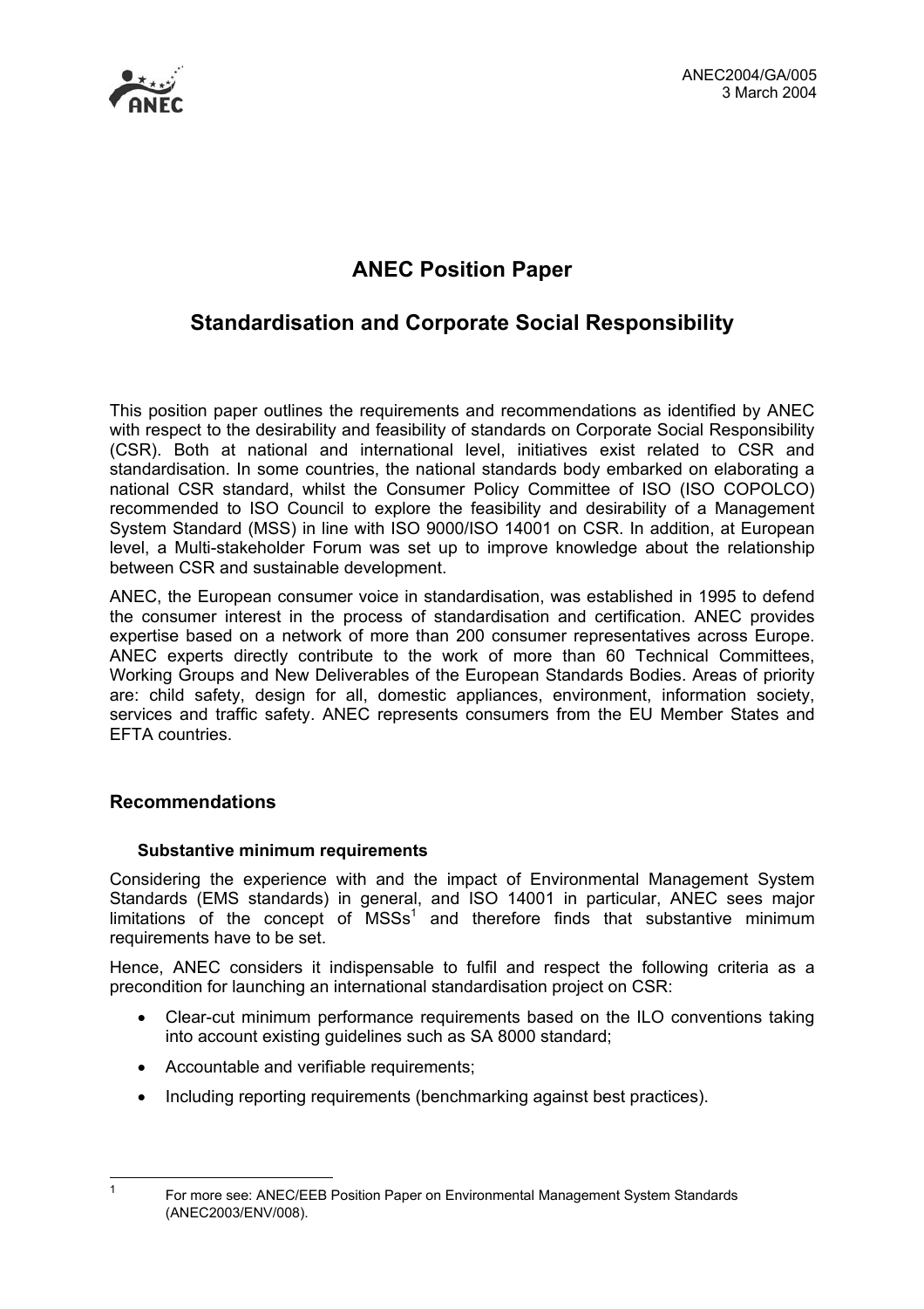ANEC2004/GA/005
3 March 2004

# ANEC Position Paper

# Standardisation and Corporate Social Responsibility

This position paper outlines the requirements and recommendations as identified by ANEC with respect to the desirability and feasibility of standards on Corporate Social Responsibility (CSR). Both at national and international level, initiatives exist related to CSR and standardisation. In some countries, the national standards body embarked on elaborating a national CSR standard, whilst the Consumer Policy Committee of ISO (ISO COPOLCO) recommended to ISO Council to explore the feasibility and desirability of a Management System Standard (MSS) in line with ISO 9000/ISO 14001 on CSR. In addition, at European level, a Multi-stakeholder Forum was set up to improve knowledge about the relationship between CSR and sustainable development.

ANEC, the European consumer voice in standardisation, was established in 1995 to defend the consumer interest in the process of standardisation and certification. ANEC provides expertise based on a network of more than 200 consumer representatives across Europe. ANEC experts directly contribute to the work of more than 60 Technical Committees, Working Groups and New Deliverables of the European Standards Bodies. Areas of priority are: child safety, design for all, domestic appliances, environment, information society, services and traffic safety. ANEC represents consumers from the EU Member States and EFTA countries.

## Recommendations

### Substantive minimum requirements

Considering the experience with and the impact of Environmental Management System Standards (EMS standards) in general, and ISO 14001 in particular, ANEC sees major limitations of the concept of MSSs[1] and therefore finds that substantive minimum requirements have to be set.

Hence, ANEC considers it indispensable to fulfil and respect the following criteria as a precondition for launching an international standardisation project on CSR:

- Clear-cut minimum performance requirements based on the ILO conventions taking into account existing guidelines such as SA 8000 standard;
- Accountable and verifiable requirements;
- Including reporting requirements (benchmarking against best practices).

[1] For more see: ANEC/EEB Position Paper on Environmental Management System Standards (ANEC2003/ENV/008).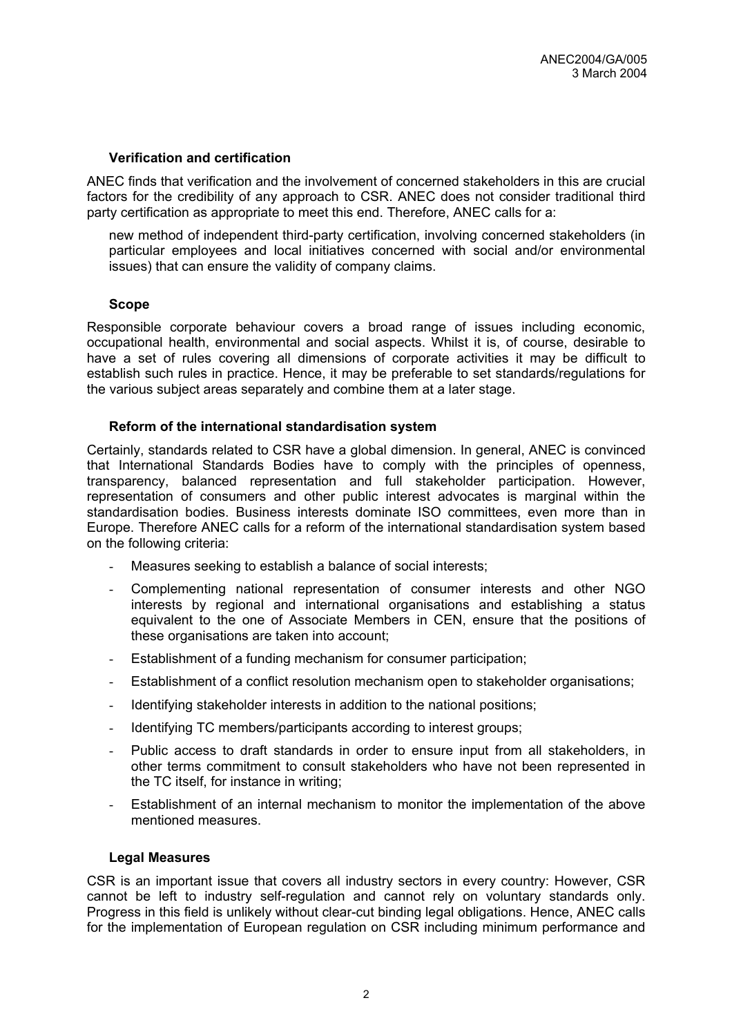### Verification and certification

ANEC finds that verification and the involvement of concerned stakeholders in this are crucial factors for the credibility of any approach to CSR. ANEC does not consider traditional third party certification as appropriate to meet this end. Therefore, ANEC calls for a:

> new method of independent third-party certification, involving concerned stakeholders (in particular employees and local initiatives concerned with social and/or environmental issues) that can ensure the validity of company claims.

### Scope

Responsible corporate behaviour covers a broad range of issues including economic, occupational health, environmental and social aspects. Whilst it is, of course, desirable to have a set of rules covering all dimensions of corporate activities it may be difficult to establish such rules in practice. Hence, it may be preferable to set standards/regulations for the various subject areas separately and combine them at a later stage.

### Reform of the international standardisation system

Certainly, standards related to CSR have a global dimension. In general, ANEC is convinced that International Standards Bodies have to comply with the principles of openness, transparency, balanced representation and full stakeholder participation. However, representation of consumers and other public interest advocates is marginal within the standardisation bodies. Business interests dominate ISO committees, even more than in Europe. Therefore ANEC calls for a reform of the international standardisation system based on the following criteria:

- Measures seeking to establish a balance of social interests;
- Complementing national representation of consumer interests and other NGO interests by regional and international organisations and establishing a status equivalent to the one of Associate Members in CEN, ensure that the positions of these organisations are taken into account;
- Establishment of a funding mechanism for consumer participation;
- Establishment of a conflict resolution mechanism open to stakeholder organisations;
- Identifying stakeholder interests in addition to the national positions;
- Identifying TC members/participants according to interest groups;
- Public access to draft standards in order to ensure input from all stakeholders, in other terms commitment to consult stakeholders who have not been represented in the TC itself, for instance in writing;
- Establishment of an internal mechanism to monitor the implementation of the above mentioned measures.

### Legal Measures

CSR is an important issue that covers all industry sectors in every country: However, CSR cannot be left to industry self-regulation and cannot rely on voluntary standards only. Progress in this field is unlikely without clear-cut binding legal obligations. Hence, ANEC calls for the implementation of European regulation on CSR including minimum performance and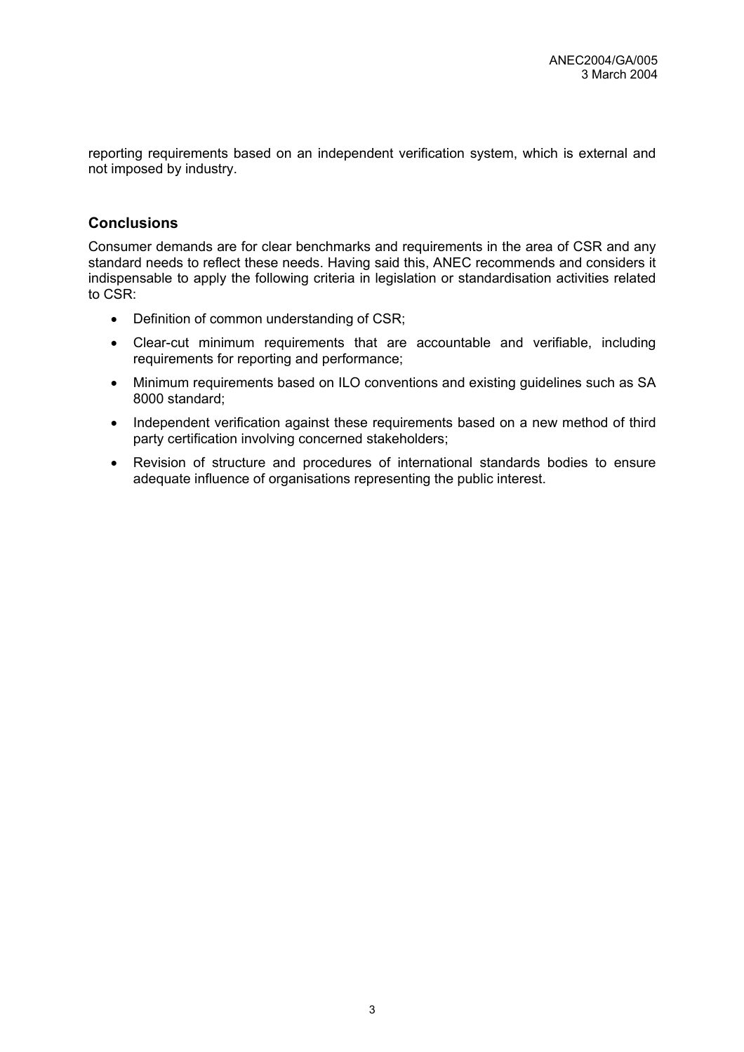reporting requirements based on an independent verification system, which is external and not imposed by industry.

## Conclusions

Consumer demands are for clear benchmarks and requirements in the area of CSR and any standard needs to reflect these needs. Having said this, ANEC recommends and considers it indispensable to apply the following criteria in legislation or standardisation activities related to CSR:

- Definition of common understanding of CSR;
- Clear-cut minimum requirements that are accountable and verifiable, including requirements for reporting and performance;
- Minimum requirements based on ILO conventions and existing guidelines such as SA 8000 standard;
- Independent verification against these requirements based on a new method of third party certification involving concerned stakeholders;
- Revision of structure and procedures of international standards bodies to ensure adequate influence of organisations representing the public interest.